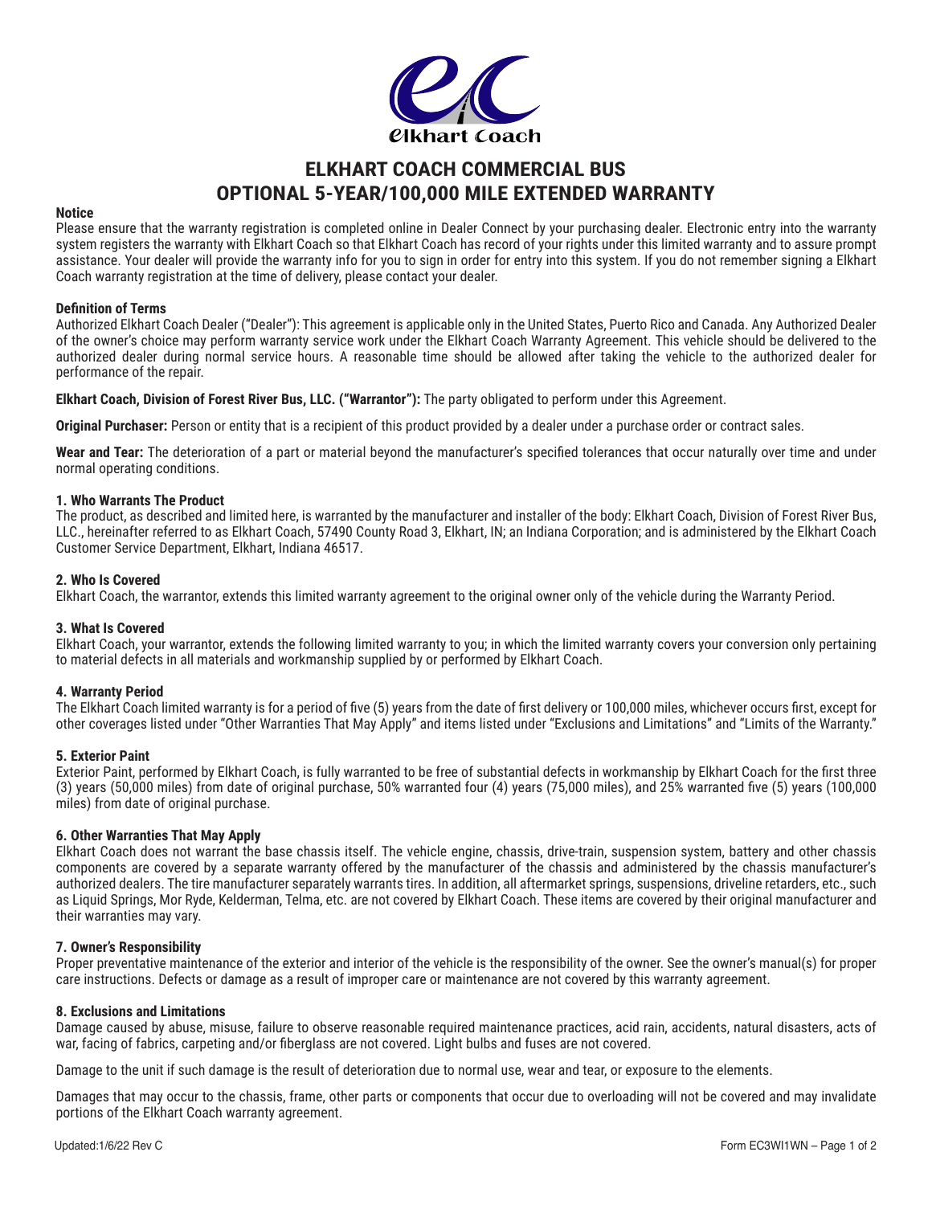# ELKHART COACH COMMERCIAL BUS
# OPTIONAL 5-YEAR/100,000 MILE EXTENDED WARRANTY

**Notice**

Please ensure that the warranty registration is completed online in Dealer Connect by your purchasing dealer. Electronic entry into the warranty system registers the warranty with Elkhart Coach so that Elkhart Coach has record of your rights under this limited warranty and to assure prompt assistance. Your dealer will provide the warranty info for you to sign in order for entry into this system. If you do not remember signing a Elkhart Coach warranty registration at the time of delivery, please contact your dealer.

**Definition of Terms**

Authorized Elkhart Coach Dealer ("Dealer"): This agreement is applicable only in the United States, Puerto Rico and Canada. Any Authorized Dealer of the owner's choice may perform warranty service work under the Elkhart Coach Warranty Agreement. This vehicle should be delivered to the authorized dealer during normal service hours. A reasonable time should be allowed after taking the vehicle to the authorized dealer for performance of the repair.

**Elkhart Coach, Division of Forest River Bus, LLC. ("Warrantor"):** The party obligated to perform under this Agreement.

**Original Purchaser:** Person or entity that is a recipient of this product provided by a dealer under a purchase order or contract sales.

**Wear and Tear:** The deterioration of a part or material beyond the manufacturer's specified tolerances that occur naturally over time and under normal operating conditions.

**1. Who Warrants The Product**

The product, as described and limited here, is warranted by the manufacturer and installer of the body: Elkhart Coach, Division of Forest River Bus, LLC., hereinafter referred to as Elkhart Coach, 57490 County Road 3, Elkhart, IN; an Indiana Corporation; and is administered by the Elkhart Coach Customer Service Department, Elkhart, Indiana 46517.

**2. Who Is Covered**

Elkhart Coach, the warrantor, extends this limited warranty agreement to the original owner only of the vehicle during the Warranty Period.

**3. What Is Covered**

Elkhart Coach, your warrantor, extends the following limited warranty to you; in which the limited warranty covers your conversion only pertaining to material defects in all materials and workmanship supplied by or performed by Elkhart Coach.

**4. Warranty Period**

The Elkhart Coach limited warranty is for a period of five (5) years from the date of first delivery or 100,000 miles, whichever occurs first, except for other coverages listed under "Other Warranties That May Apply" and items listed under "Exclusions and Limitations" and "Limits of the Warranty."

**5. Exterior Paint**

Exterior Paint, performed by Elkhart Coach, is fully warranted to be free of substantial defects in workmanship by Elkhart Coach for the first three (3) years (50,000 miles) from date of original purchase, 50% warranted four (4) years (75,000 miles), and 25% warranted five (5) years (100,000 miles) from date of original purchase.

**6. Other Warranties That May Apply**

Elkhart Coach does not warrant the base chassis itself. The vehicle engine, chassis, drive-train, suspension system, battery and other chassis components are covered by a separate warranty offered by the manufacturer of the chassis and administered by the chassis manufacturer's authorized dealers. The tire manufacturer separately warrants tires. In addition, all aftermarket springs, suspensions, driveline retarders, etc., such as Liquid Springs, Mor Ryde, Kelderman, Telma, etc. are not covered by Elkhart Coach. These items are covered by their original manufacturer and their warranties may vary.

**7. Owner's Responsibility**

Proper preventative maintenance of the exterior and interior of the vehicle is the responsibility of the owner. See the owner's manual(s) for proper care instructions. Defects or damage as a result of improper care or maintenance are not covered by this warranty agreement.

**8. Exclusions and Limitations**

Damage caused by abuse, misuse, failure to observe reasonable required maintenance practices, acid rain, accidents, natural disasters, acts of war, facing of fabrics, carpeting and/or fiberglass are not covered. Light bulbs and fuses are not covered.

Damage to the unit if such damage is the result of deterioration due to normal use, wear and tear, or exposure to the elements.

Damages that may occur to the chassis, frame, other parts or components that occur due to overloading will not be covered and may invalidate portions of the Elkhart Coach warranty agreement.

Updated:1/6/22 Rev C

Form EC3WI1WN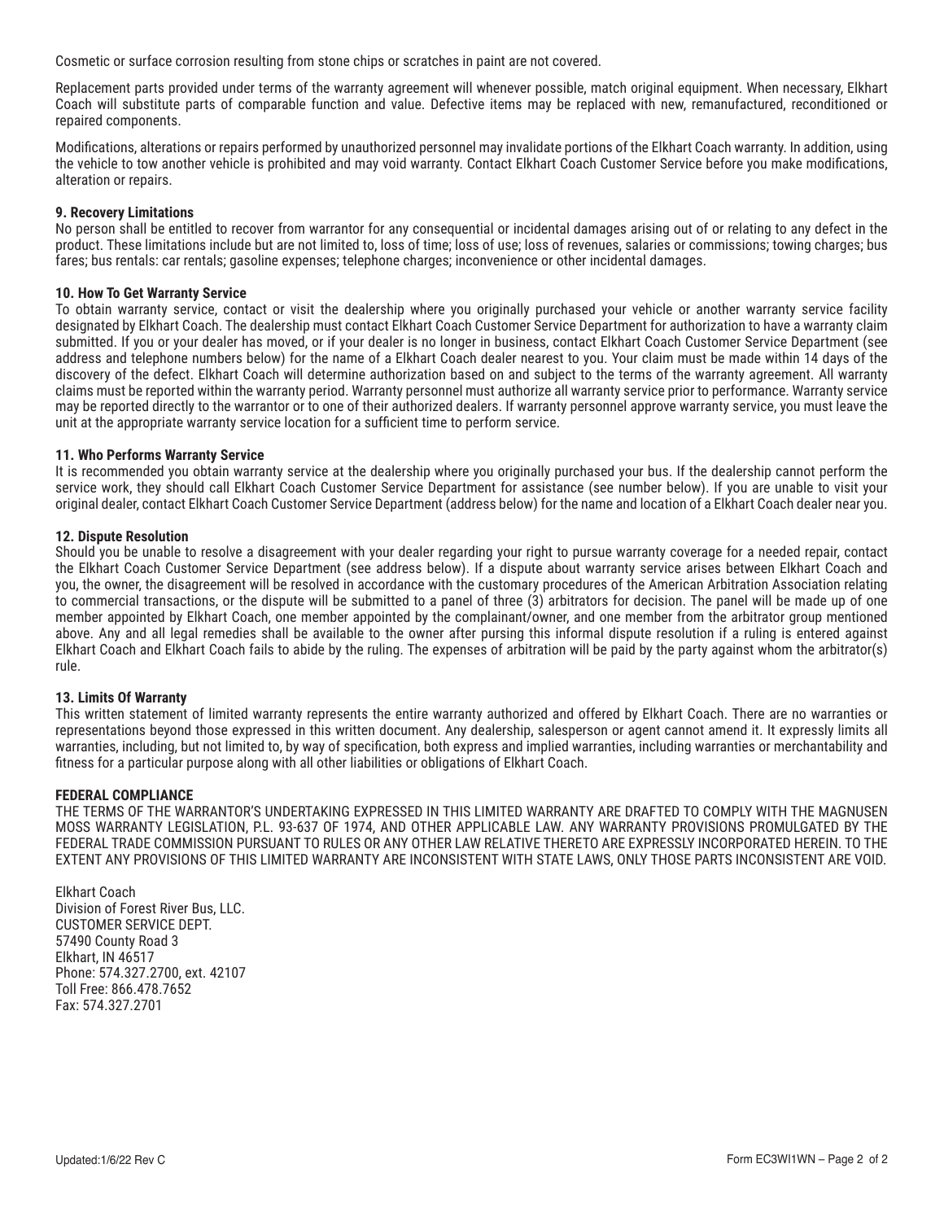Cosmetic or surface corrosion resulting from stone chips or scratches in paint are not covered.

Replacement parts provided under terms of the warranty agreement will whenever possible, match original equipment. When necessary, Elkhart Coach will substitute parts of comparable function and value. Defective items may be replaced with new, remanufactured, reconditioned or repaired components.

Modifications, alterations or repairs performed by unauthorized personnel may invalidate portions of the Elkhart Coach warranty. In addition, using the vehicle to tow another vehicle is prohibited and may void warranty. Contact Elkhart Coach Customer Service before you make modifications, alteration or repairs.

**9. Recovery Limitations**
No person shall be entitled to recover from warrantor for any consequential or incidental damages arising out of or relating to any defect in the product. These limitations include but are not limited to, loss of time; loss of use; loss of revenues, salaries or commissions; towing charges; bus fares; bus rentals: car rentals; gasoline expenses; telephone charges; inconvenience or other incidental damages.

**10. How To Get Warranty Service**
To obtain warranty service, contact or visit the dealership where you originally purchased your vehicle or another warranty service facility designated by Elkhart Coach. The dealership must contact Elkhart Coach Customer Service Department for authorization to have a warranty claim submitted. If you or your dealer has moved, or if your dealer is no longer in business, contact Elkhart Coach Customer Service Department (see address and telephone numbers below) for the name of a Elkhart Coach dealer nearest to you. Your claim must be made within 14 days of the discovery of the defect. Elkhart Coach will determine authorization based on and subject to the terms of the warranty agreement. All warranty claims must be reported within the warranty period. Warranty personnel must authorize all warranty service prior to performance. Warranty service may be reported directly to the warrantor or to one of their authorized dealers. If warranty personnel approve warranty service, you must leave the unit at the appropriate warranty service location for a sufficient time to perform service.

**11. Who Performs Warranty Service**
It is recommended you obtain warranty service at the dealership where you originally purchased your bus. If the dealership cannot perform the service work, they should call Elkhart Coach Customer Service Department for assistance (see number below). If you are unable to visit your original dealer, contact Elkhart Coach Customer Service Department (address below) for the name and location of a Elkhart Coach dealer near you.

**12. Dispute Resolution**
Should you be unable to resolve a disagreement with your dealer regarding your right to pursue warranty coverage for a needed repair, contact the Elkhart Coach Customer Service Department (see address below). If a dispute about warranty service arises between Elkhart Coach and you, the owner, the disagreement will be resolved in accordance with the customary procedures of the American Arbitration Association relating to commercial transactions, or the dispute will be submitted to a panel of three (3) arbitrators for decision. The panel will be made up of one member appointed by Elkhart Coach, one member appointed by the complainant/owner, and one member from the arbitrator group mentioned above. Any and all legal remedies shall be available to the owner after pursing this informal dispute resolution if a ruling is entered against Elkhart Coach and Elkhart Coach fails to abide by the ruling. The expenses of arbitration will be paid by the party against whom the arbitrator(s) rule.

**13. Limits Of Warranty**
This written statement of limited warranty represents the entire warranty authorized and offered by Elkhart Coach. There are no warranties or representations beyond those expressed in this written document. Any dealership, salesperson or agent cannot amend it. It expressly limits all warranties, including, but not limited to, by way of specification, both express and implied warranties, including warranties or merchantability and fitness for a particular purpose along with all other liabilities or obligations of Elkhart Coach.

**FEDERAL COMPLIANCE**
THE TERMS OF THE WARRANTOR'S UNDERTAKING EXPRESSED IN THIS LIMITED WARRANTY ARE DRAFTED TO COMPLY WITH THE MAGNUSEN MOSS WARRANTY LEGISLATION, P.L. 93-637 OF 1974, AND OTHER APPLICABLE LAW. ANY WARRANTY PROVISIONS PROMULGATED BY THE FEDERAL TRADE COMMISSION PURSUANT TO RULES OR ANY OTHER LAW RELATIVE THERETO ARE EXPRESSLY INCORPORATED HEREIN. TO THE EXTENT ANY PROVISIONS OF THIS LIMITED WARRANTY ARE INCONSISTENT WITH STATE LAWS, ONLY THOSE PARTS INCONSISTENT ARE VOID.

Elkhart Coach
Division of Forest River Bus, LLC.
CUSTOMER SERVICE DEPT.
57490 County Road 3
Elkhart, IN 46517
Phone: 574.327.2700, ext. 42107
Toll Free: 866.478.7652
Fax: 574.327.2701

Updated:1/6/22 Rev C

Form EC3WI1WN